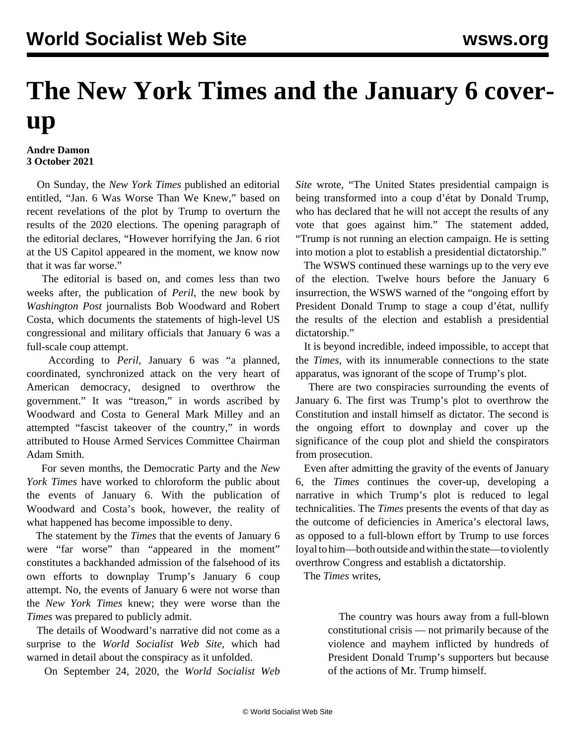// The header "World Socialist Web Site wsws.org" is a running header and is omitted, as is the footer.

# The New York Times and the January 6 cover-up

**Andre Damon**
**3 October 2021**

On Sunday, the *New York Times* published an editorial entitled, "Jan. 6 Was Worse Than We Knew," based on recent revelations of the plot by Trump to overturn the results of the 2020 elections. The opening paragraph of the editorial declares, "However horrifying the Jan. 6 riot at the US Capitol appeared in the moment, we know now that it was far worse."

The editorial is based on, and comes less than two weeks after, the publication of *Peril*, the new book by *Washington Post* journalists Bob Woodward and Robert Costa, which documents the statements of high-level US congressional and military officials that January 6 was a full-scale coup attempt.

According to *Peril*, January 6 was "a planned, coordinated, synchronized attack on the very heart of American democracy, designed to overthrow the government." It was "treason," in words ascribed by Woodward and Costa to General Mark Milley and an attempted "fascist takeover of the country," in words attributed to House Armed Services Committee Chairman Adam Smith.

For seven months, the Democratic Party and the *New York Times* have worked to chloroform the public about the events of January 6. With the publication of Woodward and Costa's book, however, the reality of what happened has become impossible to deny.

The statement by the *Times* that the events of January 6 were "far worse" than "appeared in the moment" constitutes a backhanded admission of the falsehood of its own efforts to downplay Trump's January 6 coup attempt. No, the events of January 6 were not worse than the *New York Times* knew; they were worse than the *Times* was prepared to publicly admit.

The details of Woodward's narrative did not come as a surprise to the *World Socialist Web Site*, which had warned in detail about the conspiracy as it unfolded.

On September 24, 2020, the *World Socialist Web Site* wrote, "The United States presidential campaign is being transformed into a coup d'état by Donald Trump, who has declared that he will not accept the results of any vote that goes against him." The statement added, "Trump is not running an election campaign. He is setting into motion a plot to establish a presidential dictatorship."

The WSWS continued these warnings up to the very eve of the election. Twelve hours before the January 6 insurrection, the WSWS warned of the "ongoing effort by President Donald Trump to stage a coup d'état, nullify the results of the election and establish a presidential dictatorship."

It is beyond incredible, indeed impossible, to accept that the *Times*, with its innumerable connections to the state apparatus, was ignorant of the scope of Trump's plot.

There are two conspiracies surrounding the events of January 6. The first was Trump's plot to overthrow the Constitution and install himself as dictator. The second is the ongoing effort to downplay and cover up the significance of the coup plot and shield the conspirators from prosecution.

Even after admitting the gravity of the events of January 6, the *Times* continues the cover-up, developing a narrative in which Trump's plot is reduced to legal technicalities. The *Times* presents the events of that day as the outcome of deficiencies in America's electoral laws, as opposed to a full-blown effort by Trump to use forces loyal to him—both outside and within the state—to violently overthrow Congress and establish a dictatorship.

The *Times* writes,

> The country was hours away from a full-blown constitutional crisis — not primarily because of the violence and mayhem inflicted by hundreds of President Donald Trump's supporters but because of the actions of Mr. Trump himself.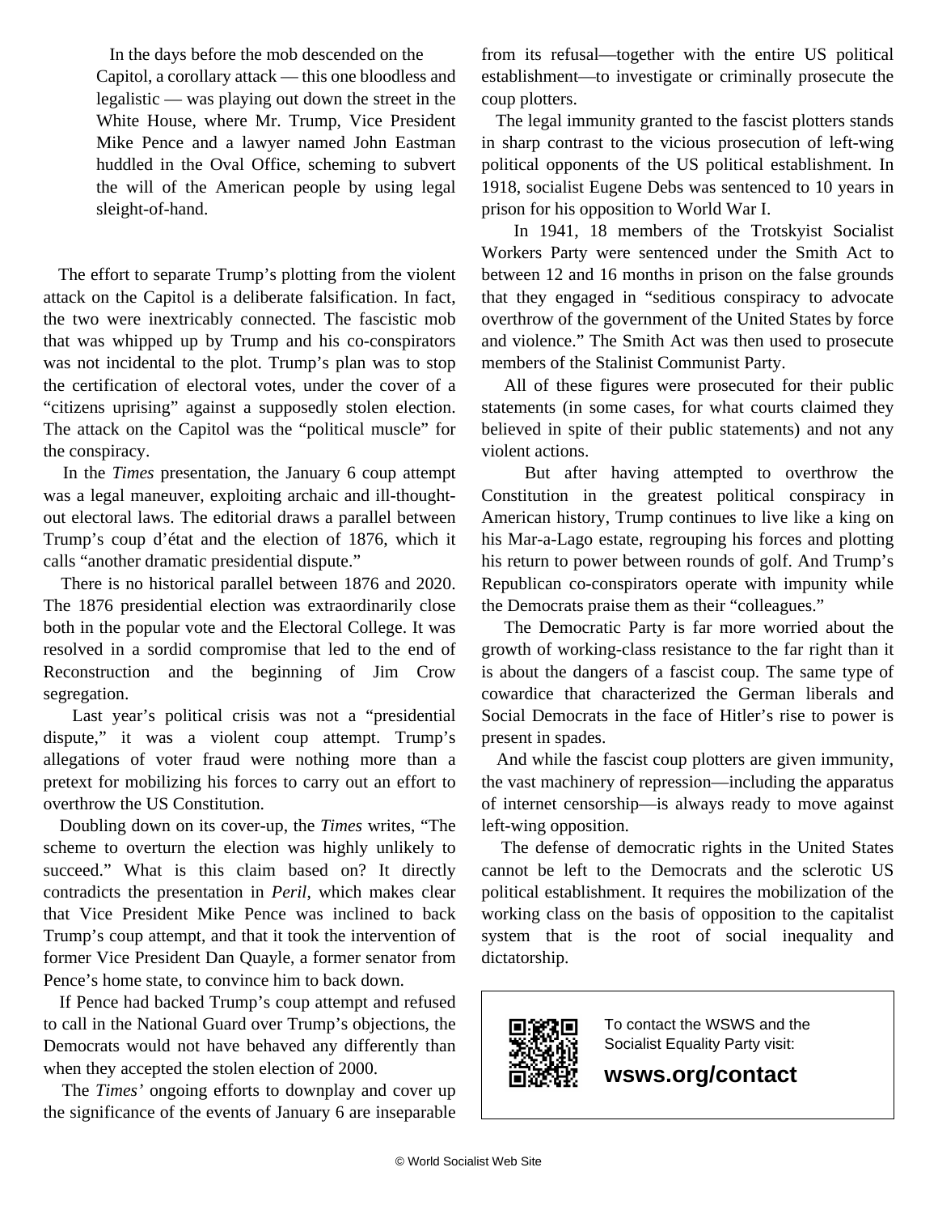> In the days before the mob descended on the Capitol, a corollary attack — this one bloodless and legalistic — was playing out down the street in the White House, where Mr. Trump, Vice President Mike Pence and a lawyer named John Eastman huddled in the Oval Office, scheming to subvert the will of the American people by using legal sleight-of-hand.

The effort to separate Trump's plotting from the violent attack on the Capitol is a deliberate falsification. In fact, the two were inextricably connected. The fascistic mob that was whipped up by Trump and his co-conspirators was not incidental to the plot. Trump's plan was to stop the certification of electoral votes, under the cover of a "citizens uprising" against a supposedly stolen election. The attack on the Capitol was the "political muscle" for the conspiracy.

In the *Times* presentation, the January 6 coup attempt was a legal maneuver, exploiting archaic and ill-thought-out electoral laws. The editorial draws a parallel between Trump's coup d'état and the election of 1876, which it calls "another dramatic presidential dispute."

There is no historical parallel between 1876 and 2020. The 1876 presidential election was extraordinarily close both in the popular vote and the Electoral College. It was resolved in a sordid compromise that led to the end of Reconstruction and the beginning of Jim Crow segregation.

Last year's political crisis was not a "presidential dispute," it was a violent coup attempt. Trump's allegations of voter fraud were nothing more than a pretext for mobilizing his forces to carry out an effort to overthrow the US Constitution.

Doubling down on its cover-up, the *Times* writes, "The scheme to overturn the election was highly unlikely to succeed." What is this claim based on? It directly contradicts the presentation in *Peril*, which makes clear that Vice President Mike Pence was inclined to back Trump's coup attempt, and that it took the intervention of former Vice President Dan Quayle, a former senator from Pence's home state, to convince him to back down.

If Pence had backed Trump's coup attempt and refused to call in the National Guard over Trump's objections, the Democrats would not have behaved any differently than when they accepted the stolen election of 2000.

The *Times'* ongoing efforts to downplay and cover up the significance of the events of January 6 are inseparable from its refusal—together with the entire US political establishment—to investigate or criminally prosecute the coup plotters.

The legal immunity granted to the fascist plotters stands in sharp contrast to the vicious prosecution of left-wing political opponents of the US political establishment. In 1918, socialist Eugene Debs was sentenced to 10 years in prison for his opposition to World War I.

In 1941, 18 members of the Trotskyist Socialist Workers Party were sentenced under the Smith Act to between 12 and 16 months in prison on the false grounds that they engaged in "seditious conspiracy to advocate overthrow of the government of the United States by force and violence." The Smith Act was then used to prosecute members of the Stalinist Communist Party.

All of these figures were prosecuted for their public statements (in some cases, for what courts claimed they believed in spite of their public statements) and not any violent actions.

But after having attempted to overthrow the Constitution in the greatest political conspiracy in American history, Trump continues to live like a king on his Mar-a-Lago estate, regrouping his forces and plotting his return to power between rounds of golf. And Trump's Republican co-conspirators operate with impunity while the Democrats praise them as their "colleagues."

The Democratic Party is far more worried about the growth of working-class resistance to the far right than it is about the dangers of a fascist coup. The same type of cowardice that characterized the German liberals and Social Democrats in the face of Hitler's rise to power is present in spades.

And while the fascist coup plotters are given immunity, the vast machinery of repression—including the apparatus of internet censorship—is always ready to move against left-wing opposition.

The defense of democratic rights in the United States cannot be left to the Democrats and the sclerotic US political establishment. It requires the mobilization of the working class on the basis of opposition to the capitalist system that is the root of social inequality and dictatorship.

To contact the WSWS and the Socialist Equality Party visit:

**wsws.org/contact**